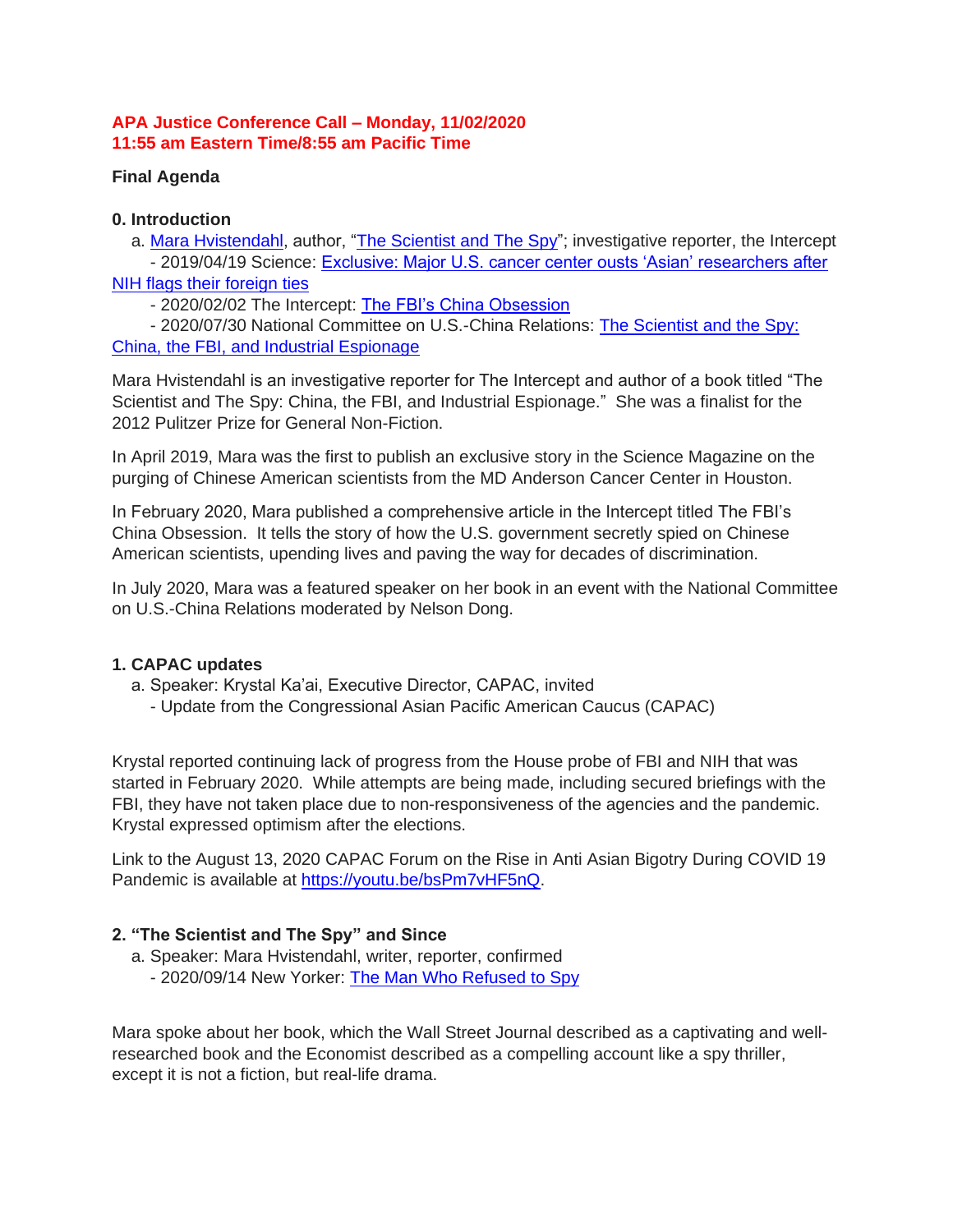**APA Justice Conference Call – Monday, 11/02/2020**
**11:55 am Eastern Time/8:55 am Pacific Time**

**Final Agenda**

**0. Introduction**

a. Mara Hvistendahl, author, "The Scientist and The Spy"; investigative reporter, the Intercept
- 2019/04/19 Science: Exclusive: Major U.S. cancer center ousts 'Asian' researchers after NIH flags their foreign ties
- 2020/02/02 The Intercept: The FBI's China Obsession
- 2020/07/30 National Committee on U.S.-China Relations: The Scientist and the Spy: China, the FBI, and Industrial Espionage

Mara Hvistendahl is an investigative reporter for The Intercept and author of a book titled "The Scientist and The Spy: China, the FBI, and Industrial Espionage." She was a finalist for the 2012 Pulitzer Prize for General Non-Fiction.

In April 2019, Mara was the first to publish an exclusive story in the Science Magazine on the purging of Chinese American scientists from the MD Anderson Cancer Center in Houston.

In February 2020, Mara published a comprehensive article in the Intercept titled The FBI's China Obsession. It tells the story of how the U.S. government secretly spied on Chinese American scientists, upending lives and paving the way for decades of discrimination.

In July 2020, Mara was a featured speaker on her book in an event with the National Committee on U.S.-China Relations moderated by Nelson Dong.

**1. CAPAC updates**

a. Speaker: Krystal Ka'ai, Executive Director, CAPAC, invited
- Update from the Congressional Asian Pacific American Caucus (CAPAC)

Krystal reported continuing lack of progress from the House probe of FBI and NIH that was started in February 2020. While attempts are being made, including secured briefings with the FBI, they have not taken place due to non-responsiveness of the agencies and the pandemic. Krystal expressed optimism after the elections.

Link to the August 13, 2020 CAPAC Forum on the Rise in Anti Asian Bigotry During COVID 19 Pandemic is available at https://youtu.be/bsPm7vHF5nQ.

**2. "The Scientist and The Spy" and Since**

a. Speaker: Mara Hvistendahl, writer, reporter, confirmed
- 2020/09/14 New Yorker: The Man Who Refused to Spy

Mara spoke about her book, which the Wall Street Journal described as a captivating and well-researched book and the Economist described as a compelling account like a spy thriller, except it is not a fiction, but real-life drama.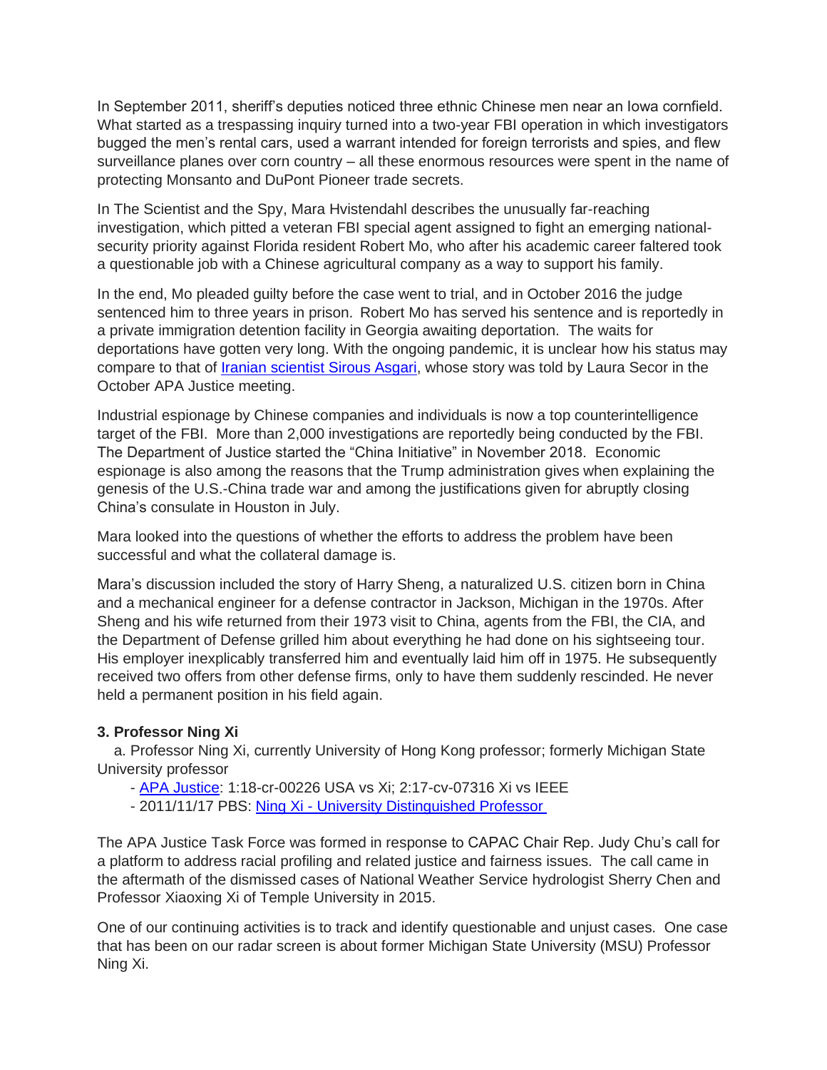In September 2011, sheriff's deputies noticed three ethnic Chinese men near an Iowa cornfield. What started as a trespassing inquiry turned into a two-year FBI operation in which investigators bugged the men's rental cars, used a warrant intended for foreign terrorists and spies, and flew surveillance planes over corn country – all these enormous resources were spent in the name of protecting Monsanto and DuPont Pioneer trade secrets.

In The Scientist and the Spy, Mara Hvistendahl describes the unusually far-reaching investigation, which pitted a veteran FBI special agent assigned to fight an emerging national-security priority against Florida resident Robert Mo, who after his academic career faltered took a questionable job with a Chinese agricultural company as a way to support his family.

In the end, Mo pleaded guilty before the case went to trial, and in October 2016 the judge sentenced him to three years in prison. Robert Mo has served his sentence and is reportedly in a private immigration detention facility in Georgia awaiting deportation. The waits for deportations have gotten very long. With the ongoing pandemic, it is unclear how his status may compare to that of [Iranian scientist Sirous Asgari](), whose story was told by Laura Secor in the October APA Justice meeting.

Industrial espionage by Chinese companies and individuals is now a top counterintelligence target of the FBI. More than 2,000 investigations are reportedly being conducted by the FBI. The Department of Justice started the "China Initiative" in November 2018. Economic espionage is also among the reasons that the Trump administration gives when explaining the genesis of the U.S.-China trade war and among the justifications given for abruptly closing China's consulate in Houston in July.

Mara looked into the questions of whether the efforts to address the problem have been successful and what the collateral damage is.

Mara's discussion included the story of Harry Sheng, a naturalized U.S. citizen born in China and a mechanical engineer for a defense contractor in Jackson, Michigan in the 1970s. After Sheng and his wife returned from their 1973 visit to China, agents from the FBI, the CIA, and the Department of Defense grilled him about everything he had done on his sightseeing tour. His employer inexplicably transferred him and eventually laid him off in 1975. He subsequently received two offers from other defense firms, only to have them suddenly rescinded. He never held a permanent position in his field again.

### 3. Professor Ning Xi

a. Professor Ning Xi, currently University of Hong Kong professor; formerly Michigan State University professor

- [APA Justice](): 1:18-cr-00226 USA vs Xi; 2:17-cv-07316 Xi vs IEEE
- 2011/11/17 PBS: [Ning Xi - University Distinguished Professor]()

The APA Justice Task Force was formed in response to CAPAC Chair Rep. Judy Chu's call for a platform to address racial profiling and related justice and fairness issues. The call came in the aftermath of the dismissed cases of National Weather Service hydrologist Sherry Chen and Professor Xiaoxing Xi of Temple University in 2015.

One of our continuing activities is to track and identify questionable and unjust cases. One case that has been on our radar screen is about former Michigan State University (MSU) Professor Ning Xi.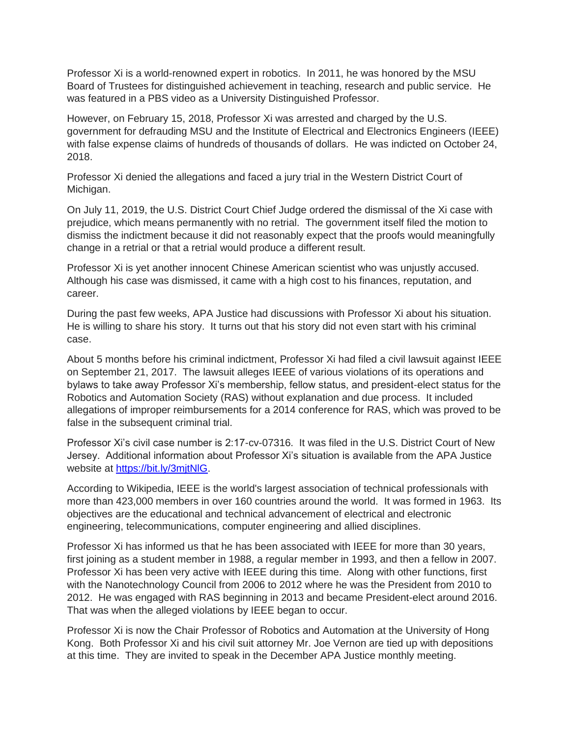Professor Xi is a world-renowned expert in robotics. In 2011, he was honored by the MSU Board of Trustees for distinguished achievement in teaching, research and public service. He was featured in a PBS video as a University Distinguished Professor.

However, on February 15, 2018, Professor Xi was arrested and charged by the U.S. government for defrauding MSU and the Institute of Electrical and Electronics Engineers (IEEE) with false expense claims of hundreds of thousands of dollars. He was indicted on October 24, 2018.

Professor Xi denied the allegations and faced a jury trial in the Western District Court of Michigan.

On July 11, 2019, the U.S. District Court Chief Judge ordered the dismissal of the Xi case with prejudice, which means permanently with no retrial. The government itself filed the motion to dismiss the indictment because it did not reasonably expect that the proofs would meaningfully change in a retrial or that a retrial would produce a different result.

Professor Xi is yet another innocent Chinese American scientist who was unjustly accused. Although his case was dismissed, it came with a high cost to his finances, reputation, and career.

During the past few weeks, APA Justice had discussions with Professor Xi about his situation. He is willing to share his story. It turns out that his story did not even start with his criminal case.

About 5 months before his criminal indictment, Professor Xi had filed a civil lawsuit against IEEE on September 21, 2017. The lawsuit alleges IEEE of various violations of its operations and bylaws to take away Professor Xi's membership, fellow status, and president-elect status for the Robotics and Automation Society (RAS) without explanation and due process. It included allegations of improper reimbursements for a 2014 conference for RAS, which was proved to be false in the subsequent criminal trial.

Professor Xi's civil case number is 2:17-cv-07316. It was filed in the U.S. District Court of New Jersey. Additional information about Professor Xi's situation is available from the APA Justice website at [https://bit.ly/3mjtNlG](https://bit.ly/3mjtNlG).

According to Wikipedia, IEEE is the world's largest association of technical professionals with more than 423,000 members in over 160 countries around the world. It was formed in 1963. Its objectives are the educational and technical advancement of electrical and electronic engineering, telecommunications, computer engineering and allied disciplines.

Professor Xi has informed us that he has been associated with IEEE for more than 30 years, first joining as a student member in 1988, a regular member in 1993, and then a fellow in 2007. Professor Xi has been very active with IEEE during this time. Along with other functions, first with the Nanotechnology Council from 2006 to 2012 where he was the President from 2010 to 2012. He was engaged with RAS beginning in 2013 and became President-elect around 2016. That was when the alleged violations by IEEE began to occur.

Professor Xi is now the Chair Professor of Robotics and Automation at the University of Hong Kong. Both Professor Xi and his civil suit attorney Mr. Joe Vernon are tied up with depositions at this time. They are invited to speak in the December APA Justice monthly meeting.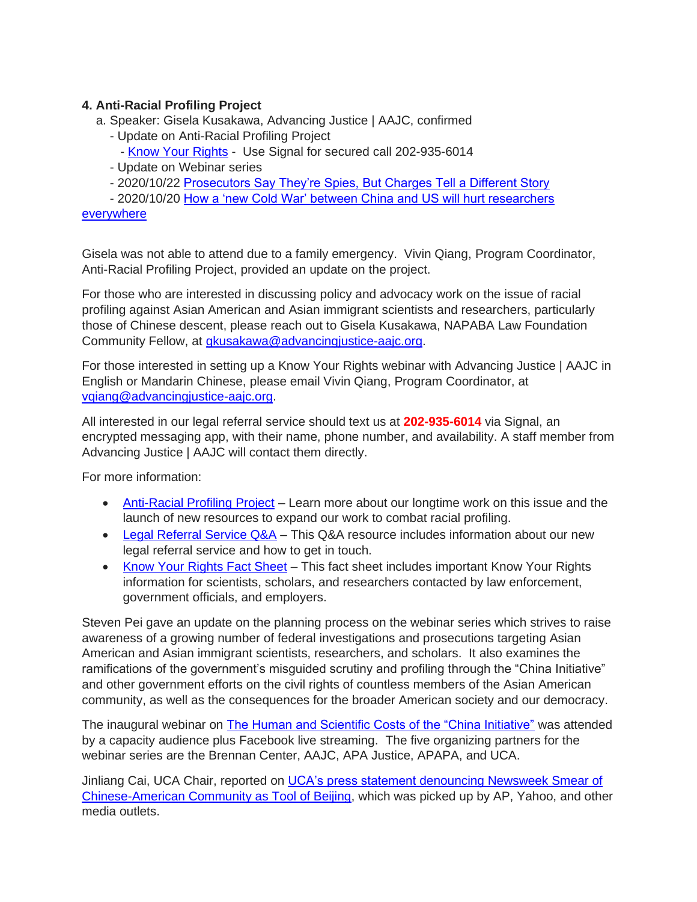**4. Anti-Racial Profiling Project**

a. Speaker: Gisela Kusakawa, Advancing Justice | AAJC, confirmed
   - Update on Anti-Racial Profiling Project
      - Know Your Rights - Use Signal for secured call 202-935-6014
   - Update on Webinar series
   - 2020/10/22 Prosecutors Say They're Spies, But Charges Tell a Different Story
   - 2020/10/20 How a 'new Cold War' between China and US will hurt researchers everywhere

Gisela was not able to attend due to a family emergency. Vivin Qiang, Program Coordinator, Anti-Racial Profiling Project, provided an update on the project.

For those who are interested in discussing policy and advocacy work on the issue of racial profiling against Asian American and Asian immigrant scientists and researchers, particularly those of Chinese descent, please reach out to Gisela Kusakawa, NAPABA Law Foundation Community Fellow, at gkusakawa@advancingjustice-aajc.org.

For those interested in setting up a Know Your Rights webinar with Advancing Justice | AAJC in English or Mandarin Chinese, please email Vivin Qiang, Program Coordinator, at vqiang@advancingjustice-aajc.org.

All interested in our legal referral service should text us at **202-935-6014** via Signal, an encrypted messaging app, with their name, phone number, and availability. A staff member from Advancing Justice | AAJC will contact them directly.

For more information:

- Anti-Racial Profiling Project – Learn more about our longtime work on this issue and the launch of new resources to expand our work to combat racial profiling.
- Legal Referral Service Q&A – This Q&A resource includes information about our new legal referral service and how to get in touch.
- Know Your Rights Fact Sheet – This fact sheet includes important Know Your Rights information for scientists, scholars, and researchers contacted by law enforcement, government officials, and employers.

Steven Pei gave an update on the planning process on the webinar series which strives to raise awareness of a growing number of federal investigations and prosecutions targeting Asian American and Asian immigrant scientists, researchers, and scholars. It also examines the ramifications of the government's misguided scrutiny and profiling through the "China Initiative" and other government efforts on the civil rights of countless members of the Asian American community, as well as the consequences for the broader American society and our democracy.

The inaugural webinar on The Human and Scientific Costs of the "China Initiative" was attended by a capacity audience plus Facebook live streaming. The five organizing partners for the webinar series are the Brennan Center, AAJC, APA Justice, APAPA, and UCA.

Jinliang Cai, UCA Chair, reported on UCA's press statement denouncing Newsweek Smear of Chinese-American Community as Tool of Beijing, which was picked up by AP, Yahoo, and other media outlets.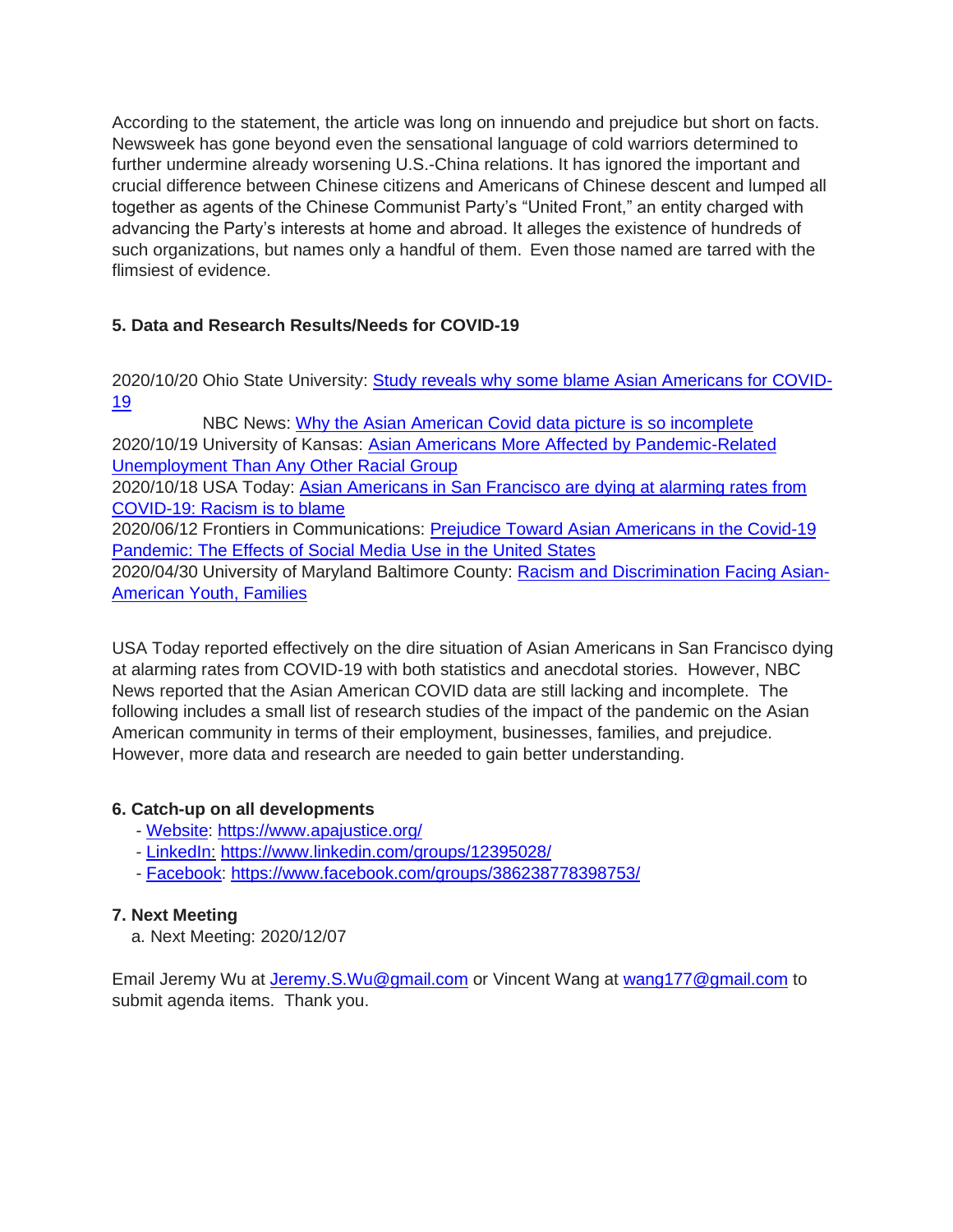According to the statement, the article was long on innuendo and prejudice but short on facts. Newsweek has gone beyond even the sensational language of cold warriors determined to further undermine already worsening U.S.-China relations. It has ignored the important and crucial difference between Chinese citizens and Americans of Chinese descent and lumped all together as agents of the Chinese Communist Party's "United Front," an entity charged with advancing the Party's interests at home and abroad. It alleges the existence of hundreds of such organizations, but names only a handful of them. Even those named are tarred with the flimsiest of evidence.

**5. Data and Research Results/Needs for COVID-19**

2020/10/20 Ohio State University: Study reveals why some blame Asian Americans for COVID-19
NBC News: Why the Asian American Covid data picture is so incomplete
2020/10/19 University of Kansas: Asian Americans More Affected by Pandemic-Related Unemployment Than Any Other Racial Group
2020/10/18 USA Today: Asian Americans in San Francisco are dying at alarming rates from COVID-19: Racism is to blame
2020/06/12 Frontiers in Communications: Prejudice Toward Asian Americans in the Covid-19 Pandemic: The Effects of Social Media Use in the United States
2020/04/30 University of Maryland Baltimore County: Racism and Discrimination Facing Asian-American Youth, Families

USA Today reported effectively on the dire situation of Asian Americans in San Francisco dying at alarming rates from COVID-19 with both statistics and anecdotal stories. However, NBC News reported that the Asian American COVID data are still lacking and incomplete. The following includes a small list of research studies of the impact of the pandemic on the Asian American community in terms of their employment, businesses, families, and prejudice. However, more data and research are needed to gain better understanding.

**6. Catch-up on all developments**

- Website: https://www.apajustice.org/
- LinkedIn: https://www.linkedin.com/groups/12395028/
- Facebook: https://www.facebook.com/groups/386238778398753/

**7. Next Meeting**

a. Next Meeting: 2020/12/07

Email Jeremy Wu at Jeremy.S.Wu@gmail.com or Vincent Wang at wang177@gmail.com to submit agenda items. Thank you.